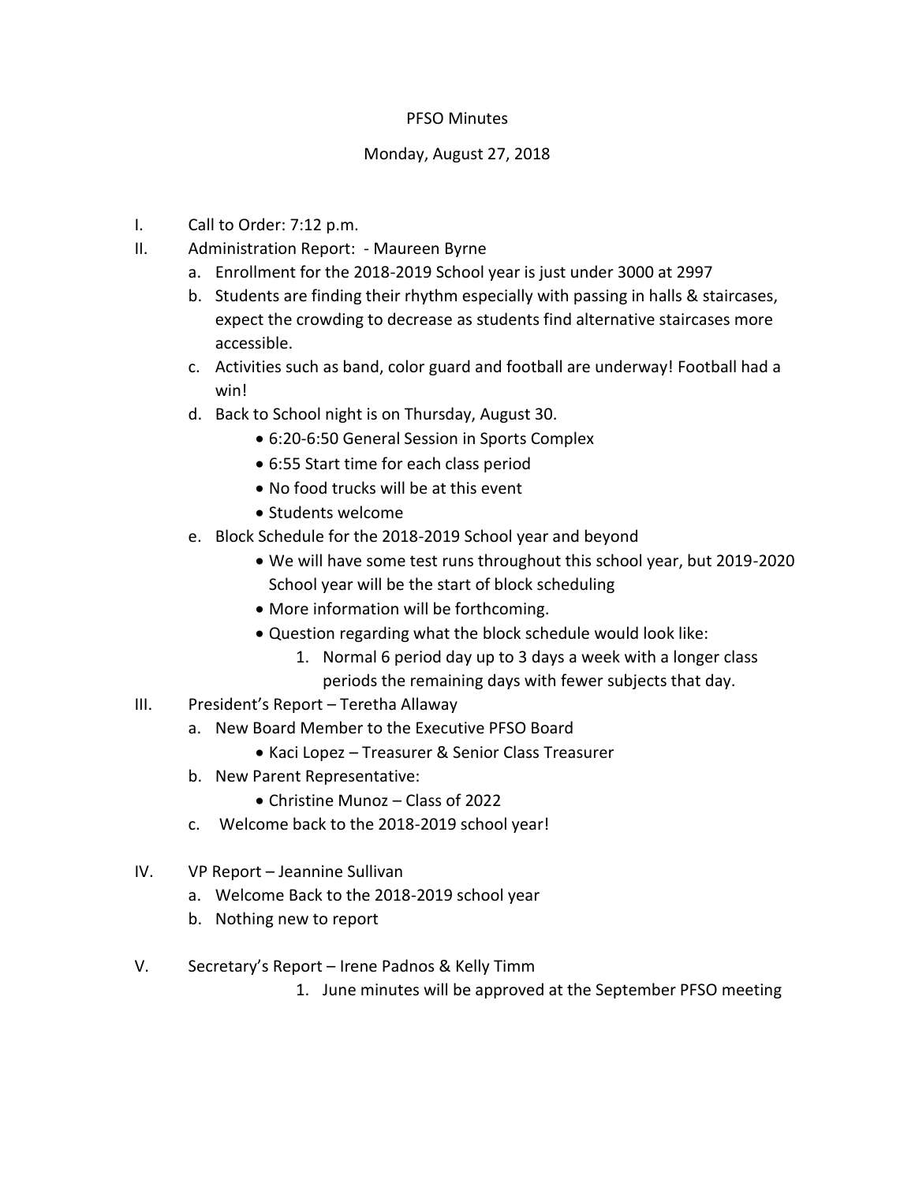# PFSO Minutes

## Monday, August 27, 2018

I. Call to Order: 7:12 p.m.

II. Administration Report: - Maureen Byrne
   a. Enrollment for the 2018-2019 School year is just under 3000 at 2997
   b. Students are finding their rhythm especially with passing in halls & staircases, expect the crowding to decrease as students find alternative staircases more accessible.
   c. Activities such as band, color guard and football are underway! Football had a win!
   d. Back to School night is on Thursday, August 30.
      - 6:20-6:50 General Session in Sports Complex
      - 6:55 Start time for each class period
      - No food trucks will be at this event
      - Students welcome
   e. Block Schedule for the 2018-2019 School year and beyond
      - We will have some test runs throughout this school year, but 2019-2020 School year will be the start of block scheduling
      - More information will be forthcoming.
      - Question regarding what the block schedule would look like:
         1. Normal 6 period day up to 3 days a week with a longer class periods the remaining days with fewer subjects that day.

III. President's Report – Teretha Allaway
   a. New Board Member to the Executive PFSO Board
      - Kaci Lopez – Treasurer & Senior Class Treasurer
   b. New Parent Representative:
      - Christine Munoz – Class of 2022
   c. Welcome back to the 2018-2019 school year!

IV. VP Report – Jeannine Sullivan
   a. Welcome Back to the 2018-2019 school year
   b. Nothing new to report

V. Secretary's Report – Irene Padnos & Kelly Timm
   1. June minutes will be approved at the September PFSO meeting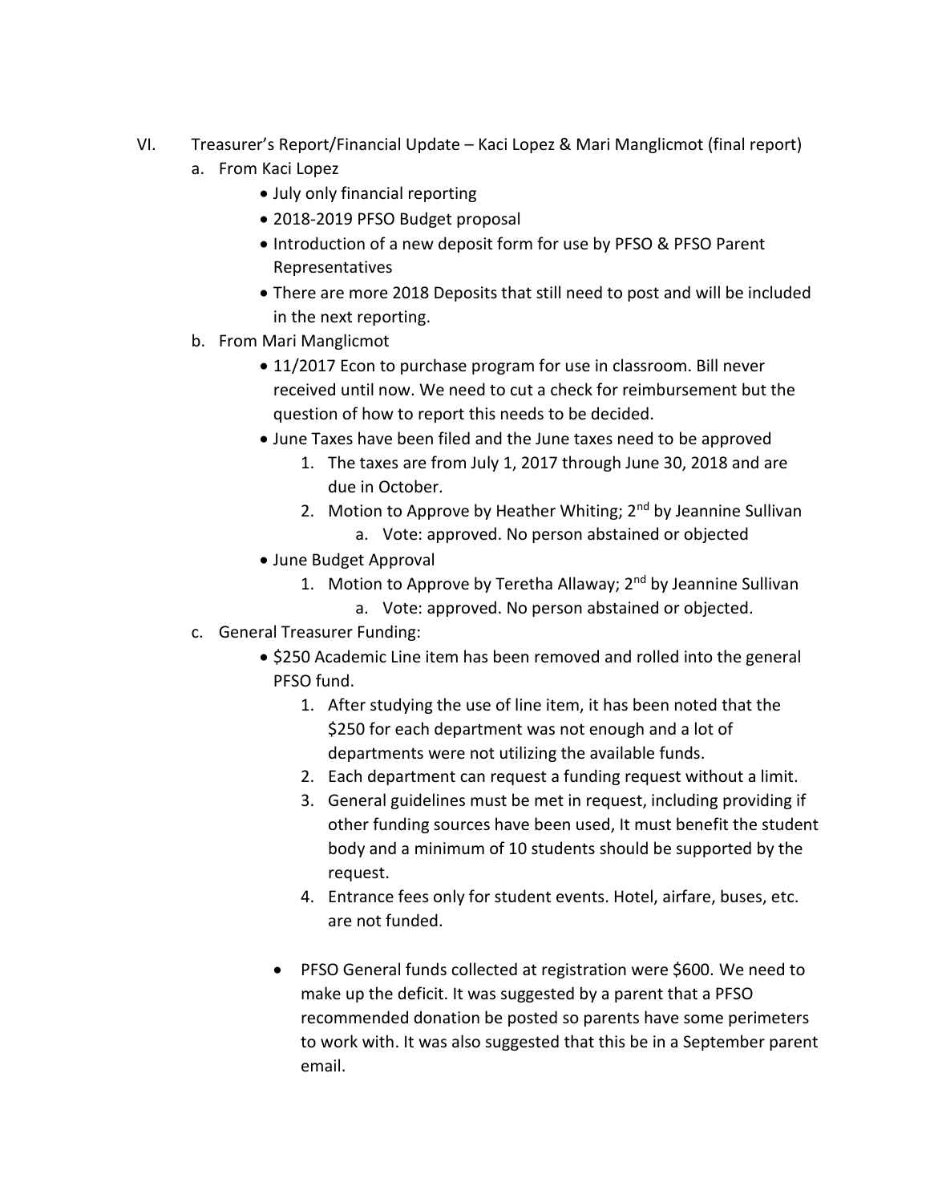VI. Treasurer's Report/Financial Update – Kaci Lopez & Mari Manglicmot (final report)

a. From Kaci Lopez
   - July only financial reporting
   - 2018-2019 PFSO Budget proposal
   - Introduction of a new deposit form for use by PFSO & PFSO Parent Representatives
   - There are more 2018 Deposits that still need to post and will be included in the next reporting.

b. From Mari Manglicmot
   - 11/2017 Econ to purchase program for use in classroom. Bill never received until now. We need to cut a check for reimbursement but the question of how to report this needs to be decided.
   - June Taxes have been filed and the June taxes need to be approved
     1. The taxes are from July 1, 2017 through June 30, 2018 and are due in October.
     2. Motion to Approve by Heather Whiting; 2nd by Jeannine Sullivan
        a. Vote: approved. No person abstained or objected
   - June Budget Approval
     1. Motion to Approve by Teretha Allaway; 2nd by Jeannine Sullivan
        a. Vote: approved. No person abstained or objected.

c. General Treasurer Funding:
   - $250 Academic Line item has been removed and rolled into the general PFSO fund.
     1. After studying the use of line item, it has been noted that the $250 for each department was not enough and a lot of departments were not utilizing the available funds.
     2. Each department can request a funding request without a limit.
     3. General guidelines must be met in request, including providing if other funding sources have been used, It must benefit the student body and a minimum of 10 students should be supported by the request.
     4. Entrance fees only for student events. Hotel, airfare, buses, etc. are not funded.

   - PFSO General funds collected at registration were $600. We need to make up the deficit. It was suggested by a parent that a PFSO recommended donation be posted so parents have some perimeters to work with. It was also suggested that this be in a September parent email.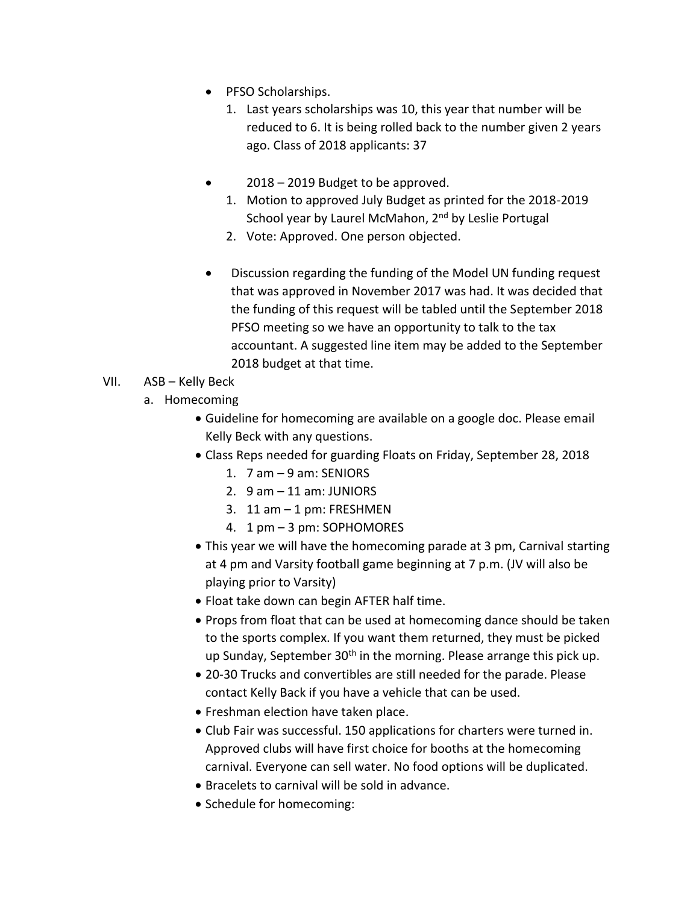- PFSO Scholarships.
    1. Last years scholarships was 10, this year that number will be reduced to 6. It is being rolled back to the number given 2 years ago. Class of 2018 applicants: 37

- 2018 – 2019 Budget to be approved.
    1. Motion to approved July Budget as printed for the 2018-2019 School year by Laurel McMahon, 2nd by Leslie Portugal
    2. Vote: Approved. One person objected.

- Discussion regarding the funding of the Model UN funding request that was approved in November 2017 was had. It was decided that the funding of this request will be tabled until the September 2018 PFSO meeting so we have an opportunity to talk to the tax accountant. A suggested line item may be added to the September 2018 budget at that time.

VII. ASB – Kelly Beck

a. Homecoming

- Guideline for homecoming are available on a google doc. Please email Kelly Beck with any questions.
- Class Reps needed for guarding Floats on Friday, September 28, 2018
    1. 7 am – 9 am: SENIORS
    2. 9 am – 11 am: JUNIORS
    3. 11 am – 1 pm: FRESHMEN
    4. 1 pm – 3 pm: SOPHOMORES
- This year we will have the homecoming parade at 3 pm, Carnival starting at 4 pm and Varsity football game beginning at 7 p.m. (JV will also be playing prior to Varsity)
- Float take down can begin AFTER half time.
- Props from float that can be used at homecoming dance should be taken to the sports complex. If you want them returned, they must be picked up Sunday, September 30th in the morning. Please arrange this pick up.
- 20-30 Trucks and convertibles are still needed for the parade. Please contact Kelly Back if you have a vehicle that can be used.
- Freshman election have taken place.
- Club Fair was successful. 150 applications for charters were turned in. Approved clubs will have first choice for booths at the homecoming carnival. Everyone can sell water. No food options will be duplicated.
- Bracelets to carnival will be sold in advance.
- Schedule for homecoming: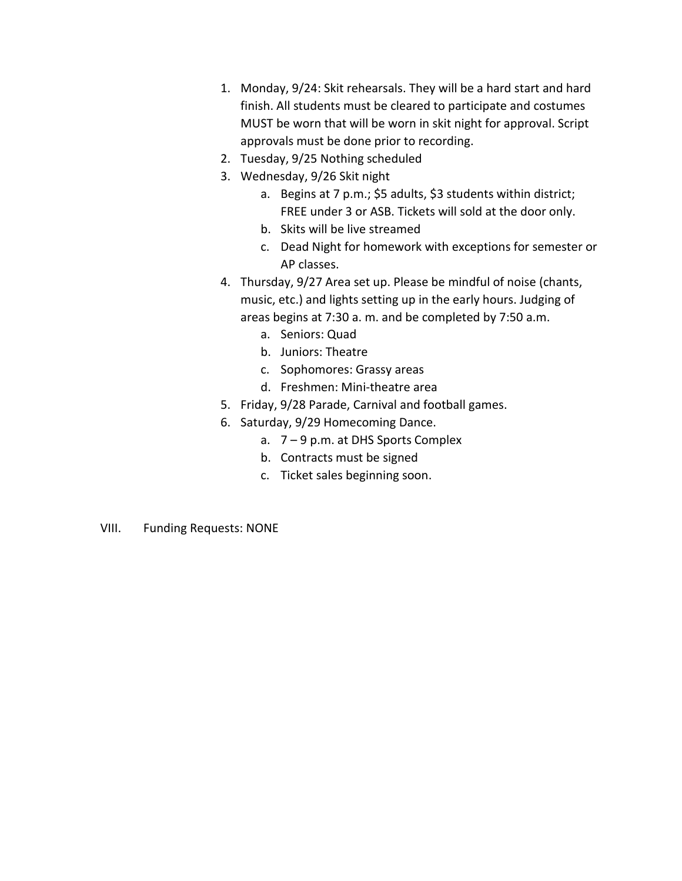1. Monday, 9/24: Skit rehearsals. They will be a hard start and hard finish. All students must be cleared to participate and costumes MUST be worn that will be worn in skit night for approval. Script approvals must be done prior to recording.
2. Tuesday, 9/25 Nothing scheduled
3. Wednesday, 9/26 Skit night
    a. Begins at 7 p.m.; $5 adults, $3 students within district; FREE under 3 or ASB. Tickets will sold at the door only.
    b. Skits will be live streamed
    c. Dead Night for homework with exceptions for semester or AP classes.
4. Thursday, 9/27 Area set up. Please be mindful of noise (chants, music, etc.) and lights setting up in the early hours. Judging of areas begins at 7:30 a. m. and be completed by 7:50 a.m.
    a. Seniors: Quad
    b. Juniors: Theatre
    c. Sophomores: Grassy areas
    d. Freshmen: Mini-theatre area
5. Friday, 9/28 Parade, Carnival and football games.
6. Saturday, 9/29 Homecoming Dance.
    a. 7 – 9 p.m. at DHS Sports Complex
    b. Contracts must be signed
    c. Ticket sales beginning soon.

VIII. Funding Requests: NONE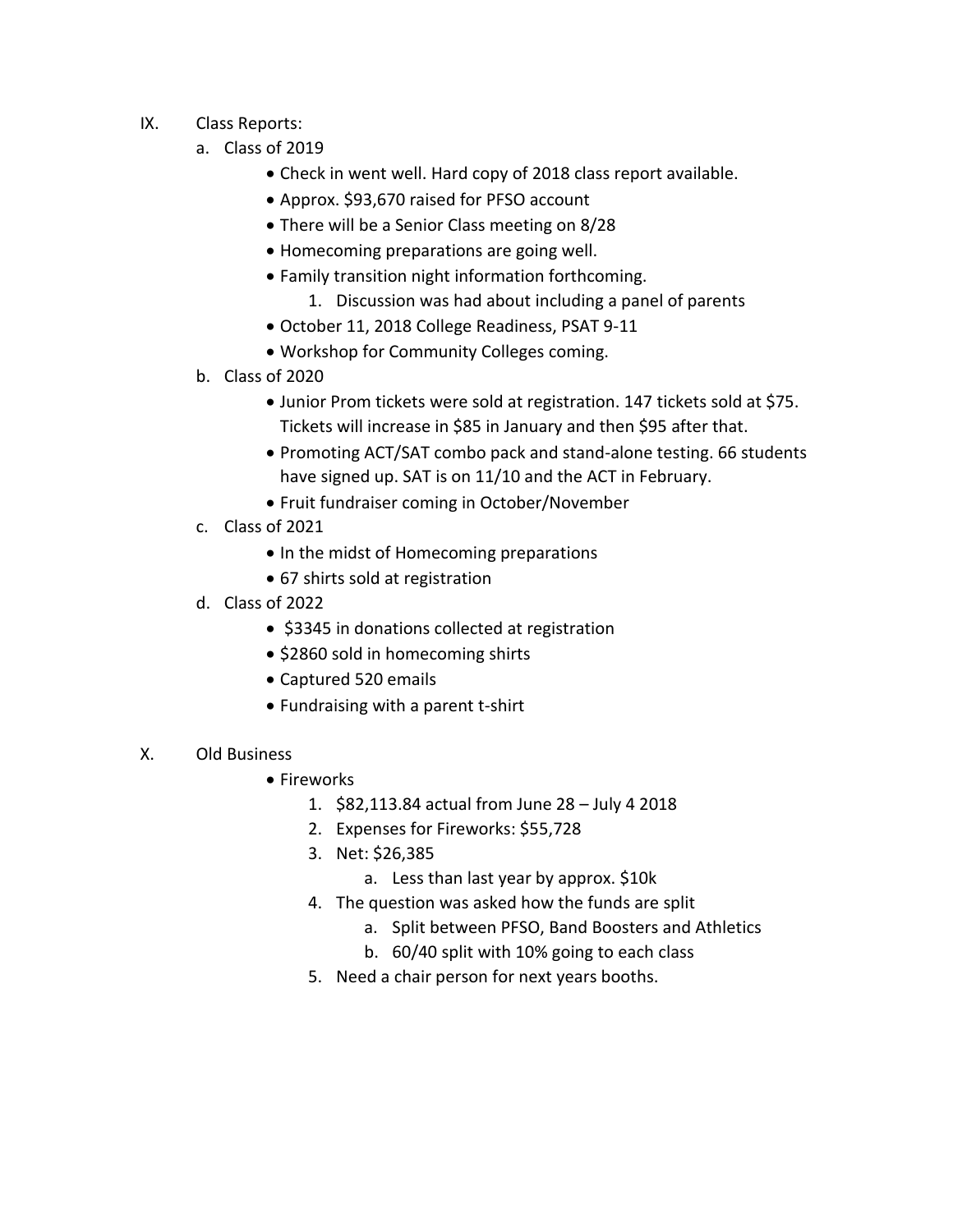IX. Class Reports:

a. Class of 2019
   - Check in went well. Hard copy of 2018 class report available.
   - Approx. $93,670 raised for PFSO account
   - There will be a Senior Class meeting on 8/28
   - Homecoming preparations are going well.
   - Family transition night information forthcoming.
     1. Discussion was had about including a panel of parents
   - October 11, 2018 College Readiness, PSAT 9-11
   - Workshop for Community Colleges coming.

b. Class of 2020
   - Junior Prom tickets were sold at registration. 147 tickets sold at $75. Tickets will increase in $85 in January and then $95 after that.
   - Promoting ACT/SAT combo pack and stand-alone testing. 66 students have signed up. SAT is on 11/10 and the ACT in February.
   - Fruit fundraiser coming in October/November

c. Class of 2021
   - In the midst of Homecoming preparations
   - 67 shirts sold at registration

d. Class of 2022
   - $3345 in donations collected at registration
   - $2860 sold in homecoming shirts
   - Captured 520 emails
   - Fundraising with a parent t-shirt

X. Old Business

- Fireworks
  1. $82,113.84 actual from June 28 – July 4 2018
  2. Expenses for Fireworks: $55,728
  3. Net: $26,385
     a. Less than last year by approx. $10k
  4. The question was asked how the funds are split
     a. Split between PFSO, Band Boosters and Athletics
     b. 60/40 split with 10% going to each class
  5. Need a chair person for next years booths.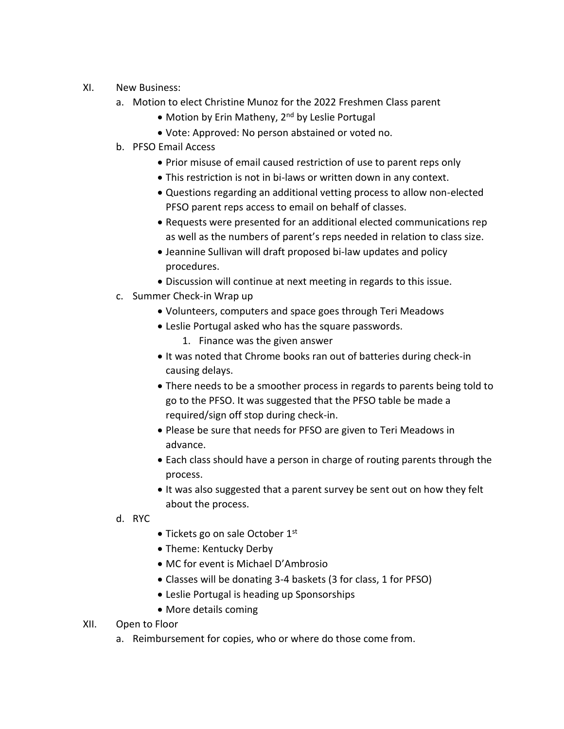XI. New Business:

a. Motion to elect Christine Munoz for the 2022 Freshmen Class parent
  - Motion by Erin Matheny, 2nd by Leslie Portugal
  - Vote: Approved: No person abstained or voted no.

b. PFSO Email Access
  - Prior misuse of email caused restriction of use to parent reps only
  - This restriction is not in bi-laws or written down in any context.
  - Questions regarding an additional vetting process to allow non-elected PFSO parent reps access to email on behalf of classes.
  - Requests were presented for an additional elected communications rep as well as the numbers of parent's reps needed in relation to class size.
  - Jeannine Sullivan will draft proposed bi-law updates and policy procedures.
  - Discussion will continue at next meeting in regards to this issue.

c. Summer Check-in Wrap up
  - Volunteers, computers and space goes through Teri Meadows
  - Leslie Portugal asked who has the square passwords.
    1. Finance was the given answer
  - It was noted that Chrome books ran out of batteries during check-in causing delays.
  - There needs to be a smoother process in regards to parents being told to go to the PFSO. It was suggested that the PFSO table be made a required/sign off stop during check-in.
  - Please be sure that needs for PFSO are given to Teri Meadows in advance.
  - Each class should have a person in charge of routing parents through the process.
  - It was also suggested that a parent survey be sent out on how they felt about the process.

d. RYC
  - Tickets go on sale October 1st
  - Theme: Kentucky Derby
  - MC for event is Michael D'Ambrosio
  - Classes will be donating 3-4 baskets (3 for class, 1 for PFSO)
  - Leslie Portugal is heading up Sponsorships
  - More details coming

XII. Open to Floor

a. Reimbursement for copies, who or where do those come from.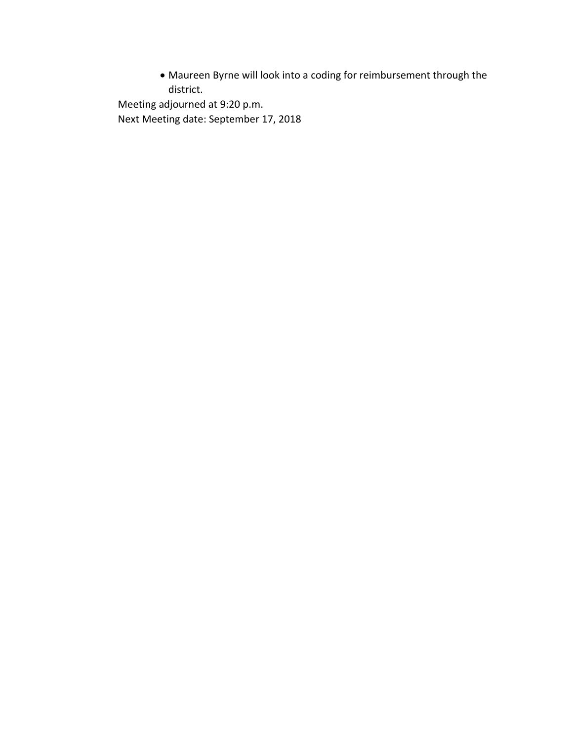- Maureen Byrne will look into a coding for reimbursement through the district.

Meeting adjourned at 9:20 p.m.

Next Meeting date: September 17, 2018